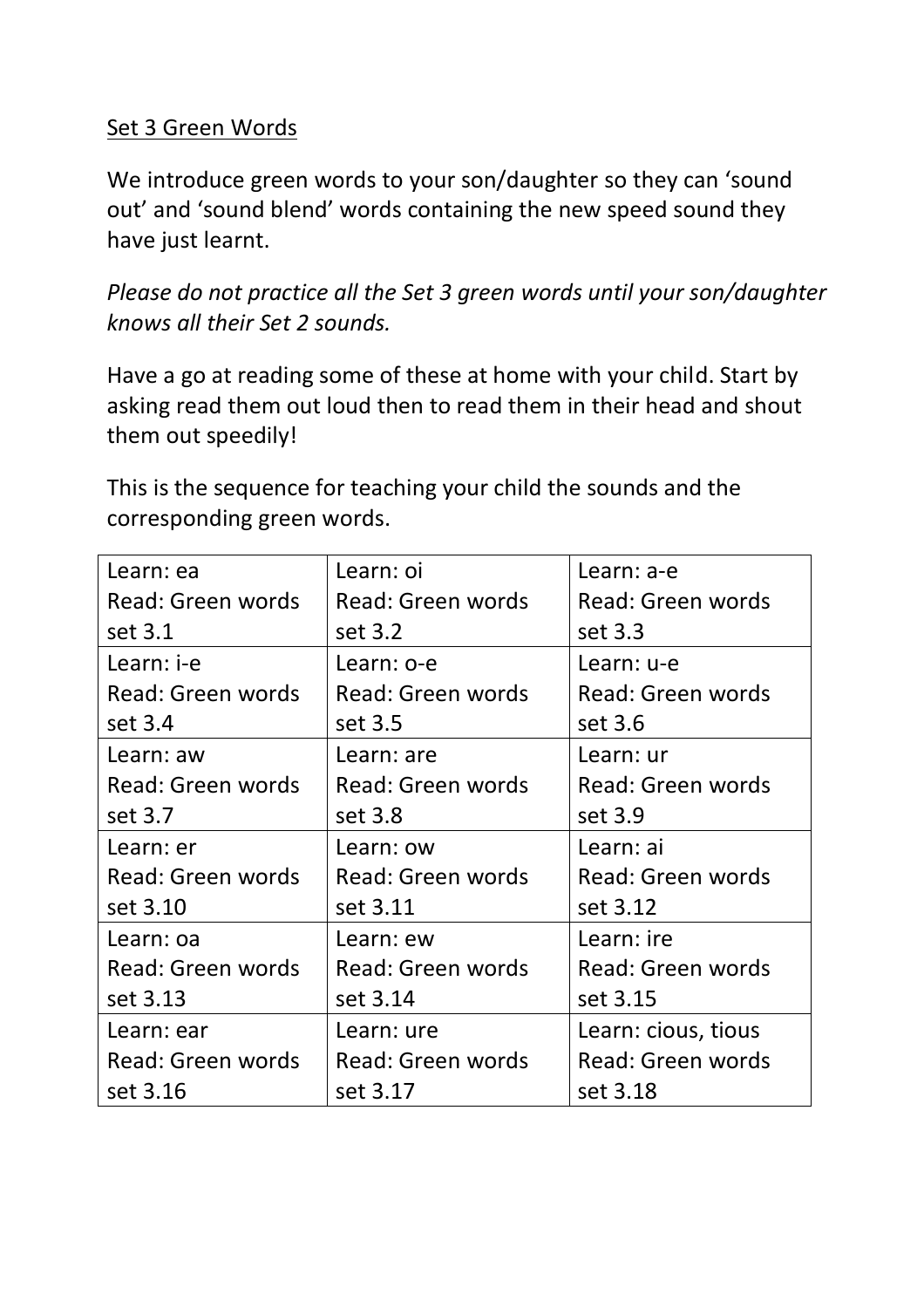<u>Set 3 Green Words</u>

We introduce green words to your son/daughter so they can 'sound out' and 'sound blend' words containing the new speed sound they have just learnt.

*Please do not practice all the Set 3 green words until your son/daughter knows all their Set 2 sounds.*

Have a go at reading some of these at home with your child. Start by asking read them out loud then to read them in their head and shout them out speedily!

This is the sequence for teaching your child the sounds and the corresponding green words.

| | | |
|---|---|---|
| Learn: ea<br>Read: Green words set 3.1 | Learn: oi<br>Read: Green words set 3.2 | Learn: a-e<br>Read: Green words set 3.3 |
| Learn: i-e<br>Read: Green words set 3.4 | Learn: o-e<br>Read: Green words set 3.5 | Learn: u-e<br>Read: Green words set 3.6 |
| Learn: aw<br>Read: Green words set 3.7 | Learn: are<br>Read: Green words set 3.8 | Learn: ur<br>Read: Green words set 3.9 |
| Learn: er<br>Read: Green words set 3.10 | Learn: ow<br>Read: Green words set 3.11 | Learn: ai<br>Read: Green words set 3.12 |
| Learn: oa<br>Read: Green words set 3.13 | Learn: ew<br>Read: Green words set 3.14 | Learn: ire<br>Read: Green words set 3.15 |
| Learn: ear<br>Read: Green words set 3.16 | Learn: ure<br>Read: Green words set 3.17 | Learn: cious, tious<br>Read: Green words set 3.18 |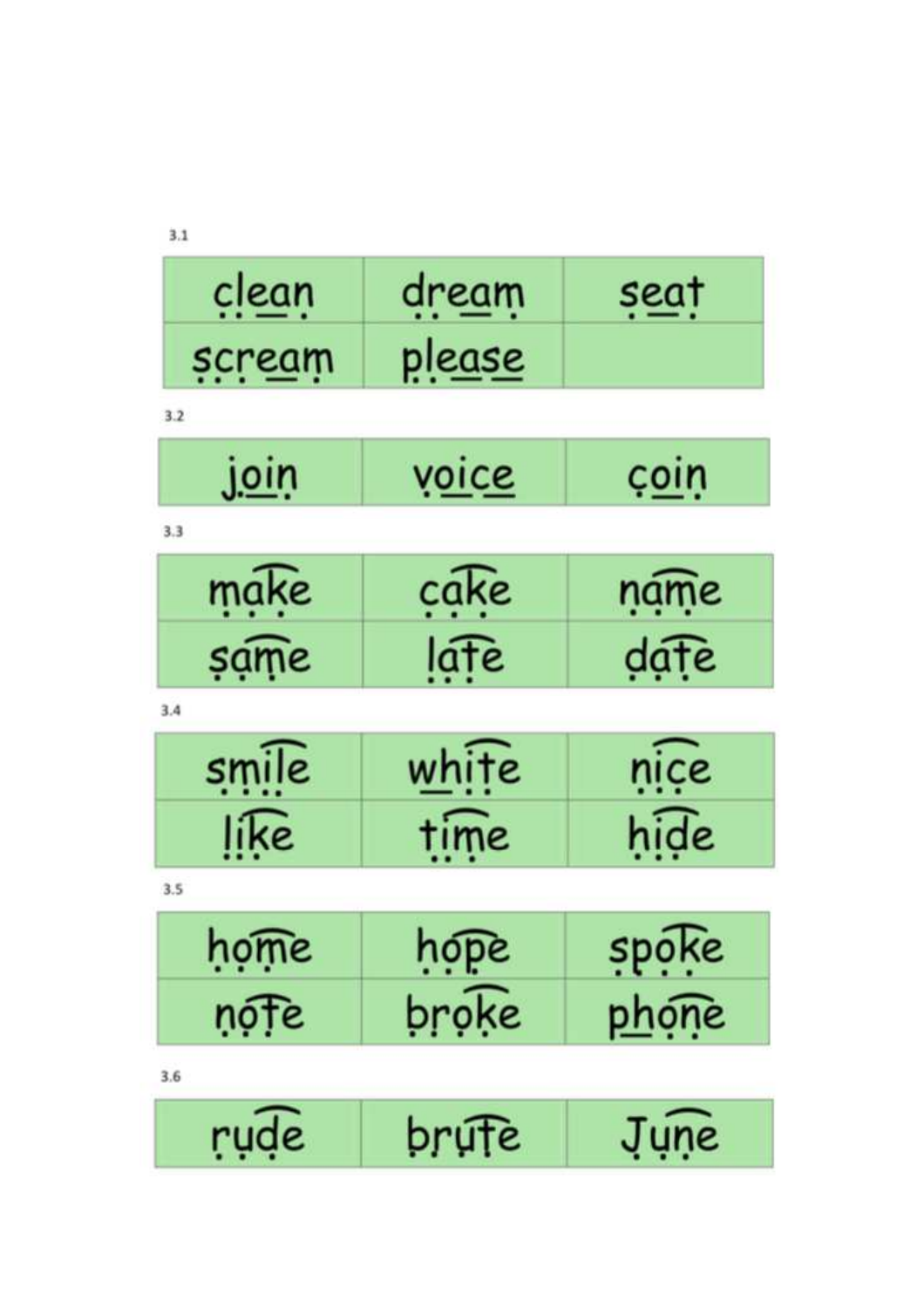3.1

| clean | dream | seat |
| --- | --- | --- |
| scream | please | |

3.2

| join | voice | coin |
| --- | --- | --- |

3.3

| make | cake | name |
| --- | --- | --- |
| same | late | date |

3.4

| smile | white | nice |
| --- | --- | --- |
| like | time | hide |

3.5

| home | hope | spoke |
| --- | --- | --- |
| note | broke | phone |

3.6

| rude | brute | June |
| --- | --- | --- |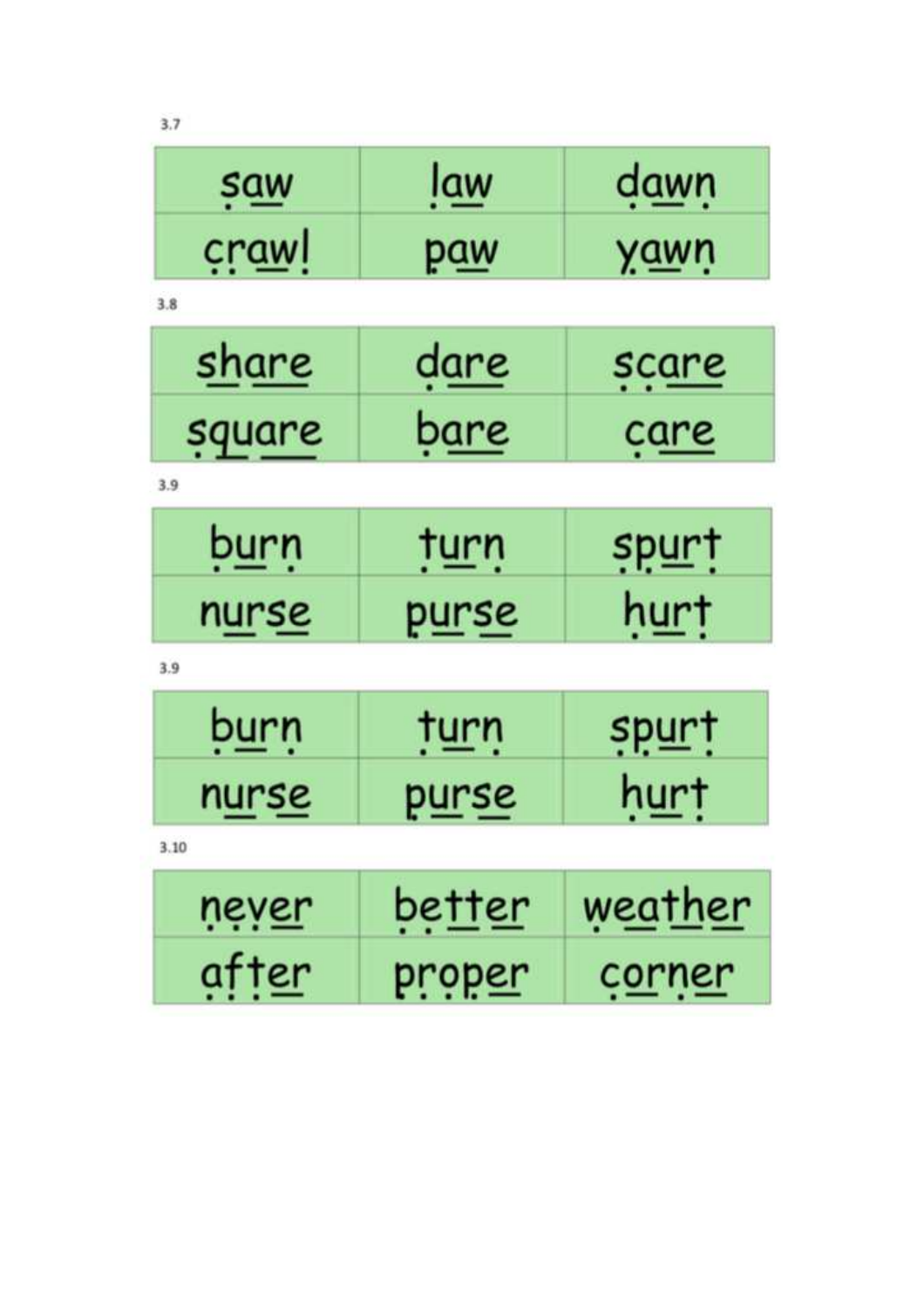3.7

| | | |
|---|---|---|
| saw | law | dawn |
| crawl | paw | yawn |

3.8

| | | |
|---|---|---|
| share | dare | scare |
| square | bare | care |

3.9

| | | |
|---|---|---|
| burn | turn | spurt |
| nurse | purse | hurt |

3.9

| | | |
|---|---|---|
| burn | turn | spurt |
| nurse | purse | hurt |

3.10

| | | |
|---|---|---|
| never | better | weather |
| after | proper | corner |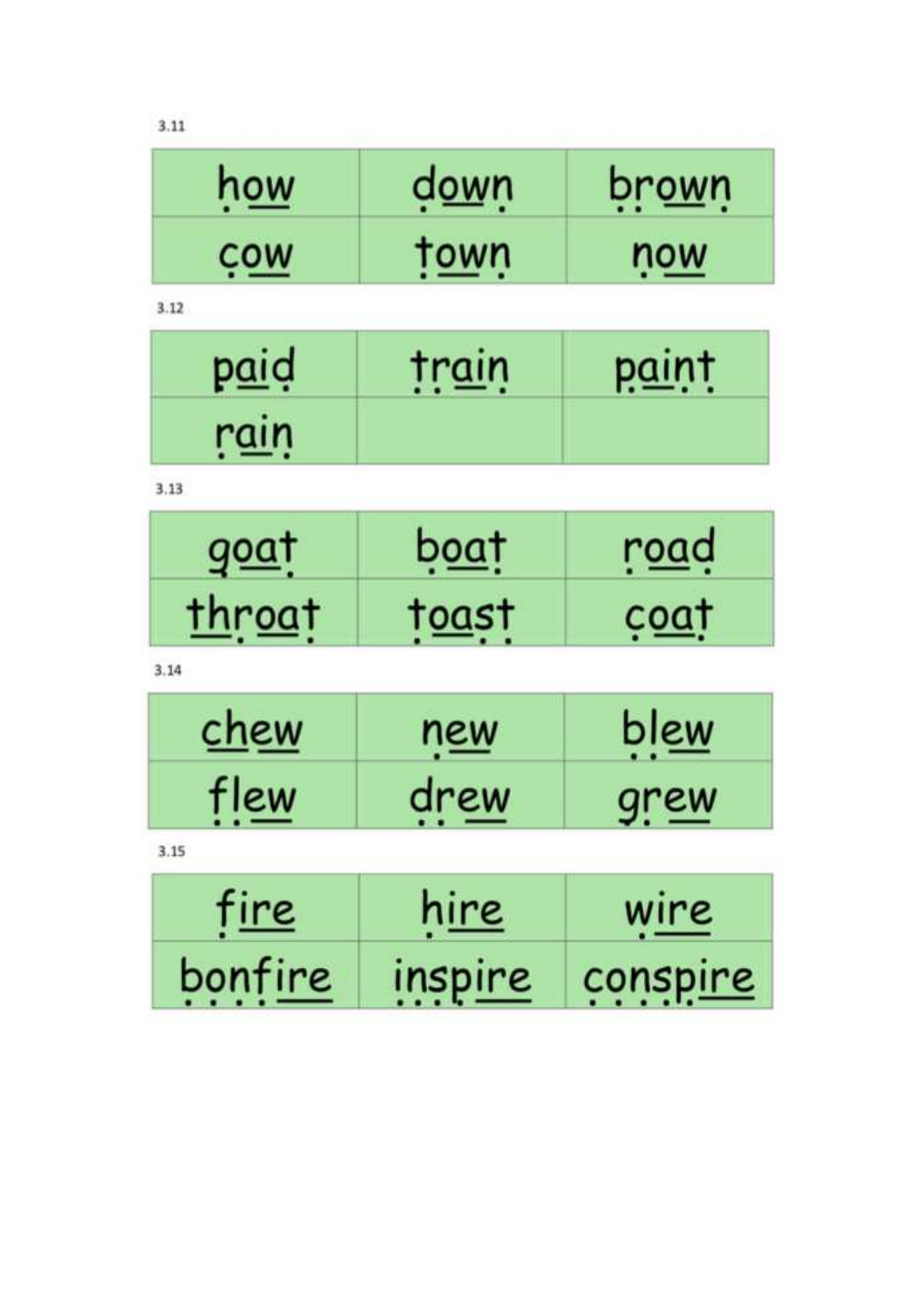3.11

| how | down | brown |
| --- | --- | --- |
| cow | town | now |

3.12

| paid | train | paint |
| --- | --- | --- |
| rain | | |

3.13

| goat | boat | road |
| --- | --- | --- |
| throat | toast | coat |

3.14

| chew | new | blew |
| --- | --- | --- |
| flew | drew | grew |

3.15

| fire | hire | wire |
| --- | --- | --- |
| bonfire | inspire | conspire |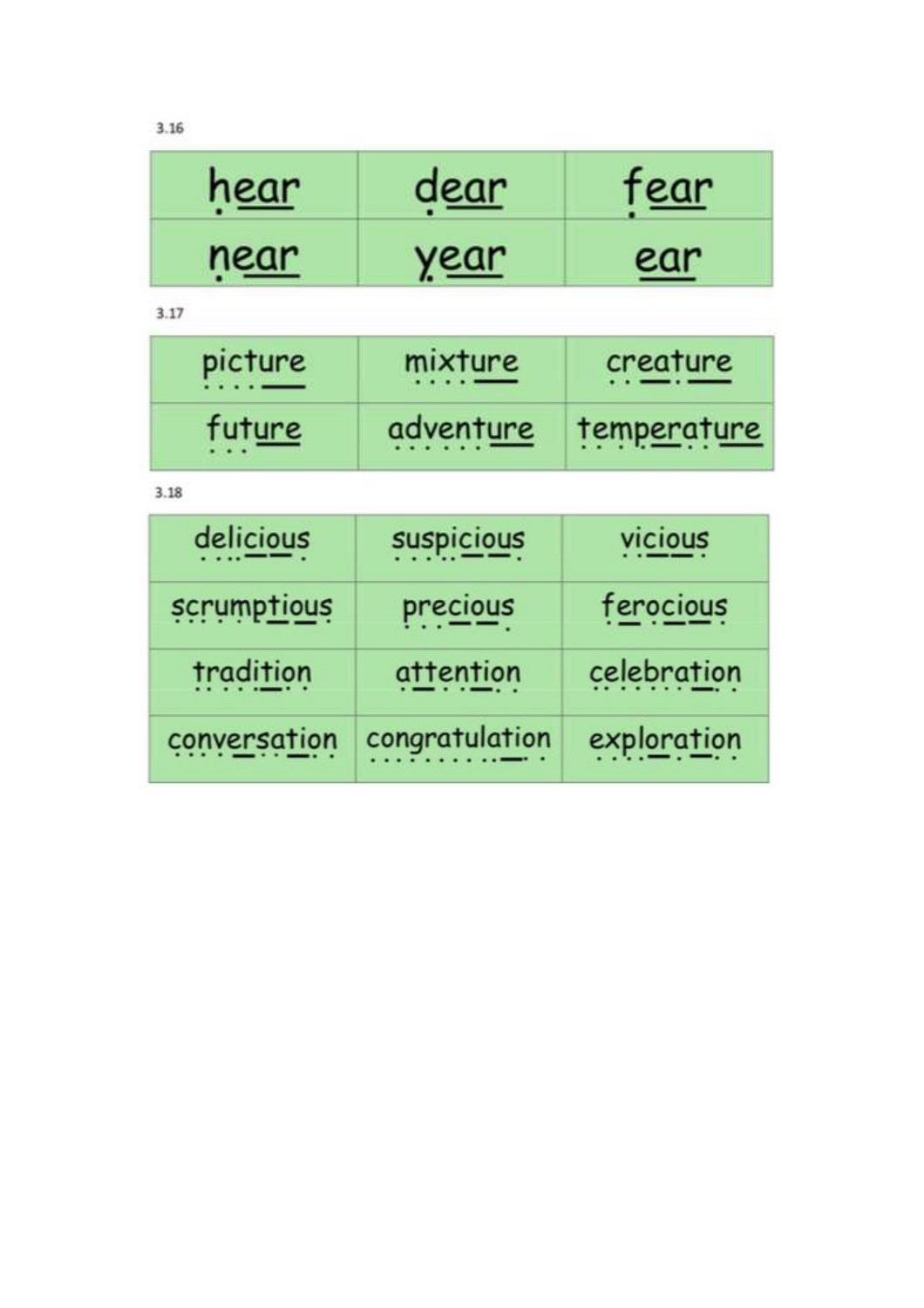3.16

| | | |
|---|---|---|
| hear | dear | fear |
| near | year | ear |

3.17

| | | |
|---|---|---|
| picture | mixture | creature |
| future | adventure | temperature |

3.18

| | | |
|---|---|---|
| delicious | suspicious | vicious |
| scrumptious | precious | ferocious |
| tradition | attention | celebration |
| conversation | congratulation | exploration |